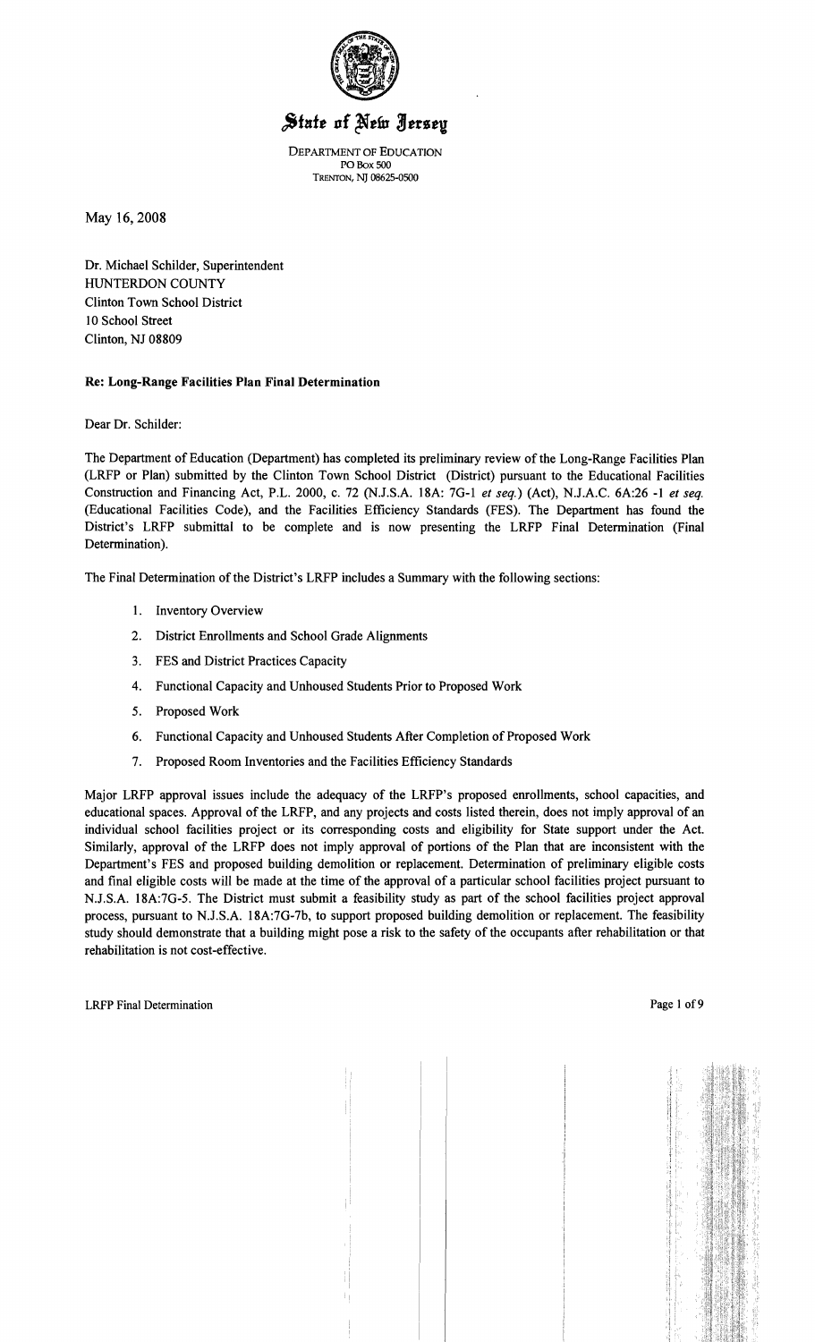# State of New Jersey

DEPARTMENT OF EDUCATION
PO Box 500
TRENTON, NJ 08625-0500

May 16, 2008

Dr. Michael Schilder, Superintendent
HUNTERDON COUNTY
Clinton Town School District
10 School Street
Clinton, NJ 08809

**Re: Long-Range Facilities Plan Final Determination**

Dear Dr. Schilder:

The Department of Education (Department) has completed its preliminary review of the Long-Range Facilities Plan (LRFP or Plan) submitted by the Clinton Town School District (District) pursuant to the Educational Facilities Construction and Financing Act, P.L. 2000, c. 72 (N.J.S.A. 18A: 7G-1 *et seq.*) (Act), N.J.A.C. 6A:26 -1 *et seq.* (Educational Facilities Code), and the Facilities Efficiency Standards (FES). The Department has found the District's LRFP submittal to be complete and is now presenting the LRFP Final Determination (Final Determination).

The Final Determination of the District's LRFP includes a Summary with the following sections:

1. Inventory Overview
2. District Enrollments and School Grade Alignments
3. FES and District Practices Capacity
4. Functional Capacity and Unhoused Students Prior to Proposed Work
5. Proposed Work
6. Functional Capacity and Unhoused Students After Completion of Proposed Work
7. Proposed Room Inventories and the Facilities Efficiency Standards

Major LRFP approval issues include the adequacy of the LRFP's proposed enrollments, school capacities, and educational spaces. Approval of the LRFP, and any projects and costs listed therein, does not imply approval of an individual school facilities project or its corresponding costs and eligibility for State support under the Act. Similarly, approval of the LRFP does not imply approval of portions of the Plan that are inconsistent with the Department's FES and proposed building demolition or replacement. Determination of preliminary eligible costs and final eligible costs will be made at the time of the approval of a particular school facilities project pursuant to N.J.S.A. 18A:7G-5. The District must submit a feasibility study as part of the school facilities project approval process, pursuant to N.J.S.A. 18A:7G-7b, to support proposed building demolition or replacement. The feasibility study should demonstrate that a building might pose a risk to the safety of the occupants after rehabilitation or that rehabilitation is not cost-effective.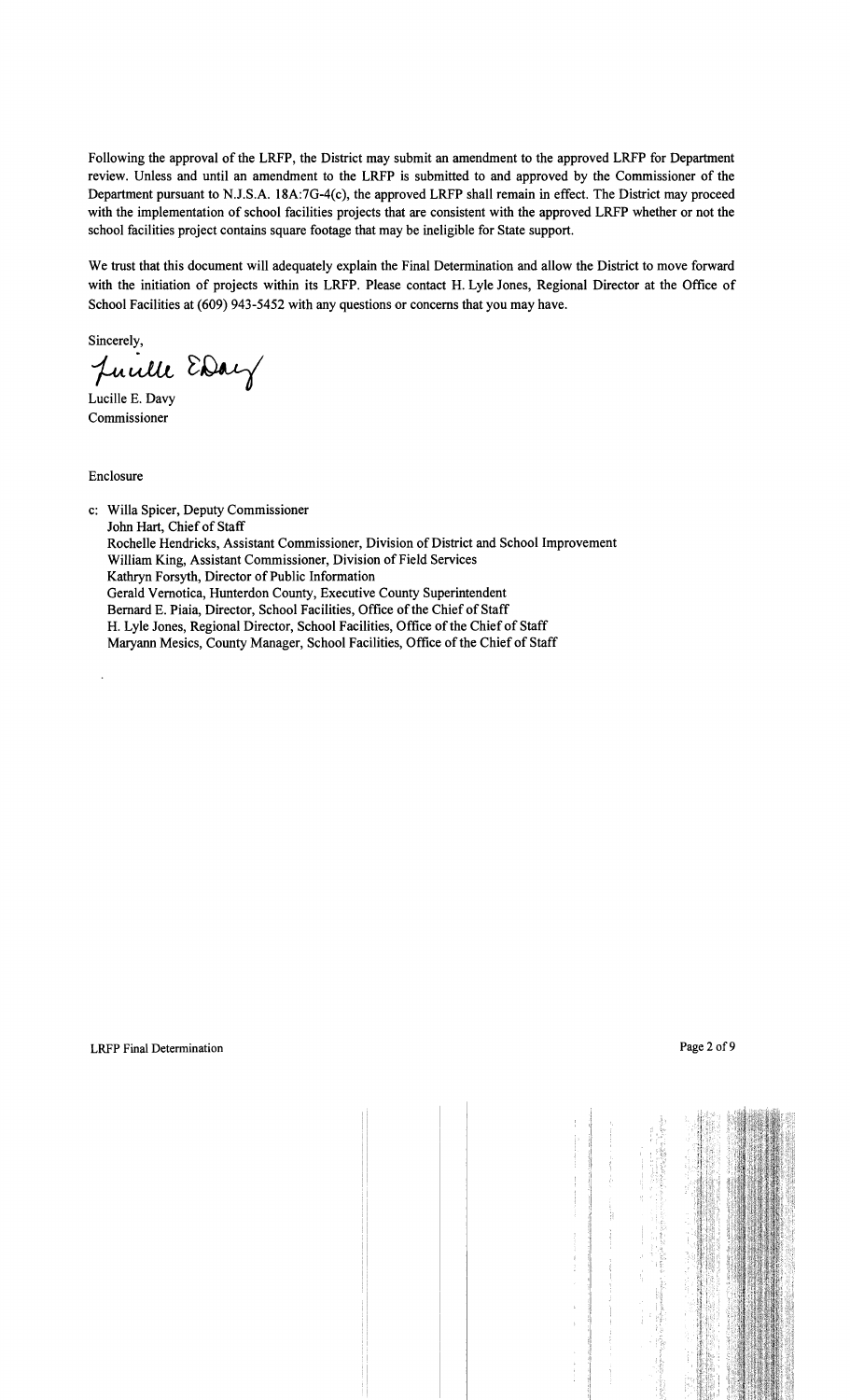Following the approval of the LRFP, the District may submit an amendment to the approved LRFP for Department review. Unless and until an amendment to the LRFP is submitted to and approved by the Commissioner of the Department pursuant to N.J.S.A. 18A:7G-4(c), the approved LRFP shall remain in effect. The District may proceed with the implementation of school facilities projects that are consistent with the approved LRFP whether or not the school facilities project contains square footage that may be ineligible for State support.

We trust that this document will adequately explain the Final Determination and allow the District to move forward with the initiation of projects within its LRFP. Please contact H. Lyle Jones, Regional Director at the Office of School Facilities at (609) 943-5452 with any questions or concerns that you may have.

Sincerely,

Lucille E. Davy
Commissioner

Enclosure

c: Willa Spicer, Deputy Commissioner
John Hart, Chief of Staff
Rochelle Hendricks, Assistant Commissioner, Division of District and School Improvement
William King, Assistant Commissioner, Division of Field Services
Kathryn Forsyth, Director of Public Information
Gerald Vernotica, Hunterdon County, Executive County Superintendent
Bernard E. Piaia, Director, School Facilities, Office of the Chief of Staff
H. Lyle Jones, Regional Director, School Facilities, Office of the Chief of Staff
Maryann Mesics, County Manager, School Facilities, Office of the Chief of Staff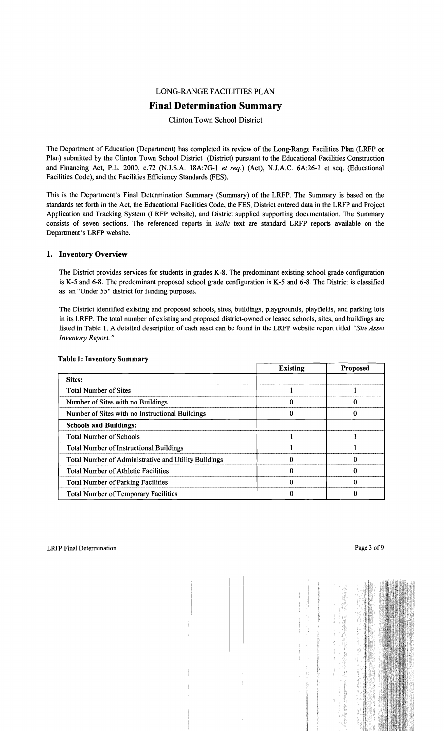LONG-RANGE FACILITIES PLAN

# Final Determination Summary

Clinton Town School District

The Department of Education (Department) has completed its review of the Long-Range Facilities Plan (LRFP or Plan) submitted by the Clinton Town School District (District) pursuant to the Educational Facilities Construction and Financing Act, P.L. 2000, c.72 (N.J.S.A. 18A:7G-1 *et seq.*) (Act), N.J.A.C. 6A:26-1 et seq. (Educational Facilities Code), and the Facilities Efficiency Standards (FES).

This is the Department's Final Determination Summary (Summary) of the LRFP. The Summary is based on the standards set forth in the Act, the Educational Facilities Code, the FES, District entered data in the LRFP and Project Application and Tracking System (LRFP website), and District supplied supporting documentation. The Summary consists of seven sections. The referenced reports in *italic* text are standard LRFP reports available on the Department's LRFP website.

## 1. Inventory Overview

The District provides services for students in grades K-8. The predominant existing school grade configuration is K-5 and 6-8. The predominant proposed school grade configuration is K-5 and 6-8. The District is classified as an "Under 55" district for funding purposes.

The District identified existing and proposed schools, sites, buildings, playgrounds, playfields, and parking lots in its LRFP. The total number of existing and proposed district-owned or leased schools, sites, and buildings are listed in Table 1. A detailed description of each asset can be found in the LRFP website report titled *"Site Asset Inventory Report."*

**Table 1: Inventory Summary**

| | Existing | Proposed |
|---|---|---|
| **Sites:** | | |
| Total Number of Sites | 1 | 1 |
| Number of Sites with no Buildings | 0 | 0 |
| Number of Sites with no Instructional Buildings | 0 | 0 |
| **Schools and Buildings:** | | |
| Total Number of Schools | 1 | 1 |
| Total Number of Instructional Buildings | 1 | 1 |
| Total Number of Administrative and Utility Buildings | 0 | 0 |
| Total Number of Athletic Facilities | 0 | 0 |
| Total Number of Parking Facilities | 0 | 0 |
| Total Number of Temporary Facilities | 0 | 0 |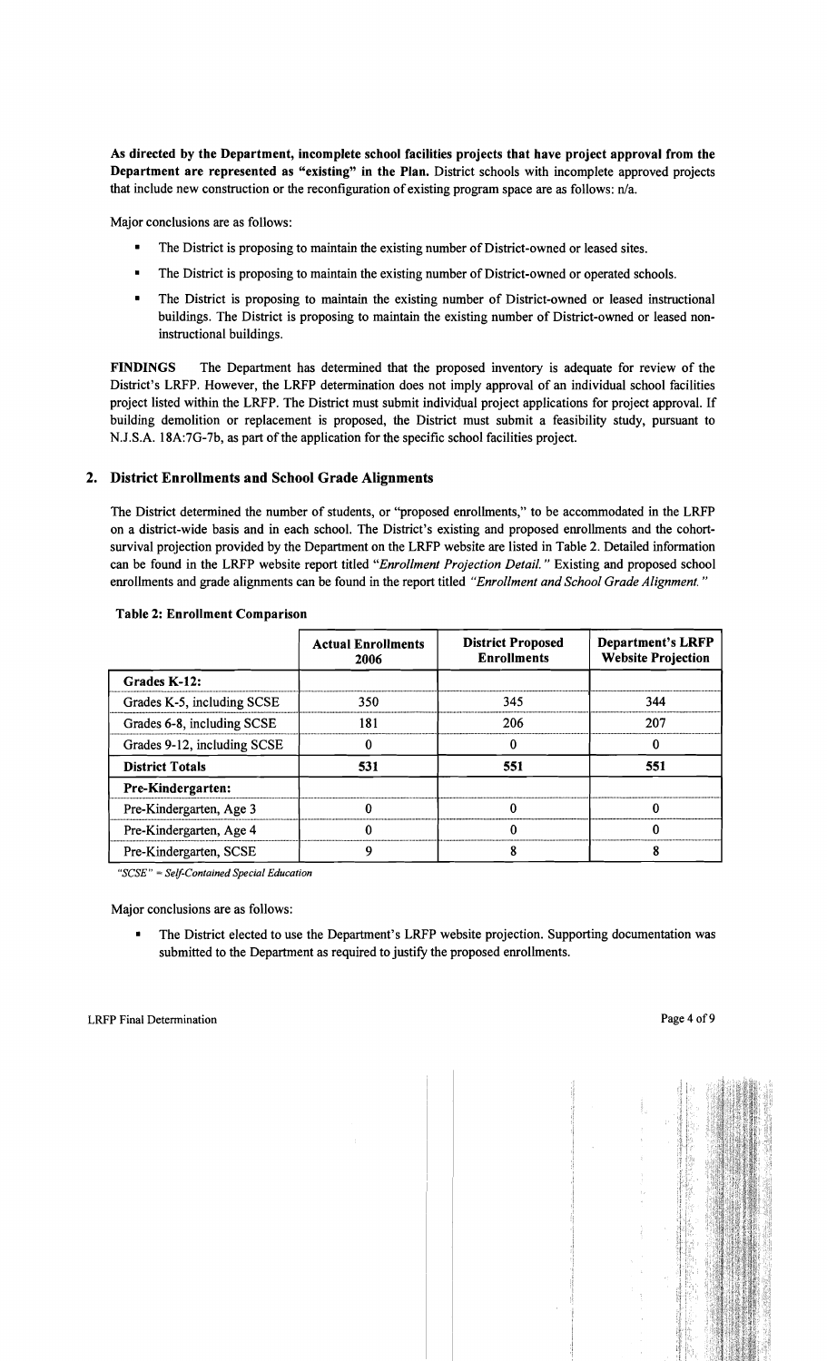**As directed by the Department, incomplete school facilities projects that have project approval from the Department are represented as "existing" in the Plan.** District schools with incomplete approved projects that include new construction or the reconfiguration of existing program space are as follows: n/a.

Major conclusions are as follows:

- The District is proposing to maintain the existing number of District-owned or leased sites.
- The District is proposing to maintain the existing number of District-owned or operated schools.
- The District is proposing to maintain the existing number of District-owned or leased instructional buildings. The District is proposing to maintain the existing number of District-owned or leased non-instructional buildings.

**FINDINGS** The Department has determined that the proposed inventory is adequate for review of the District's LRFP. However, the LRFP determination does not imply approval of an individual school facilities project listed within the LRFP. The District must submit individual project applications for project approval. If building demolition or replacement is proposed, the District must submit a feasibility study, pursuant to N.J.S.A. 18A:7G-7b, as part of the application for the specific school facilities project.

## 2. District Enrollments and School Grade Alignments

The District determined the number of students, or "proposed enrollments," to be accommodated in the LRFP on a district-wide basis and in each school. The District's existing and proposed enrollments and the cohort-survival projection provided by the Department on the LRFP website are listed in Table 2. Detailed information can be found in the LRFP website report titled "*Enrollment Projection Detail.*" Existing and proposed school enrollments and grade alignments can be found in the report titled "*Enrollment and School Grade Alignment.*"

**Table 2: Enrollment Comparison**

| | Actual Enrollments 2006 | District Proposed Enrollments | Department's LRFP Website Projection |
|---|---|---|---|
| **Grades K-12:** | | | |
| Grades K-5, including SCSE | 350 | 345 | 344 |
| Grades 6-8, including SCSE | 181 | 206 | 207 |
| Grades 9-12, including SCSE | 0 | 0 | 0 |
| **District Totals** | **531** | **551** | **551** |
| **Pre-Kindergarten:** | | | |
| Pre-Kindergarten, Age 3 | 0 | 0 | 0 |
| Pre-Kindergarten, Age 4 | 0 | 0 | 0 |
| Pre-Kindergarten, SCSE | 9 | 8 | 8 |

*"SCSE" = Self-Contained Special Education*

Major conclusions are as follows:

- The District elected to use the Department's LRFP website projection. Supporting documentation was submitted to the Department as required to justify the proposed enrollments.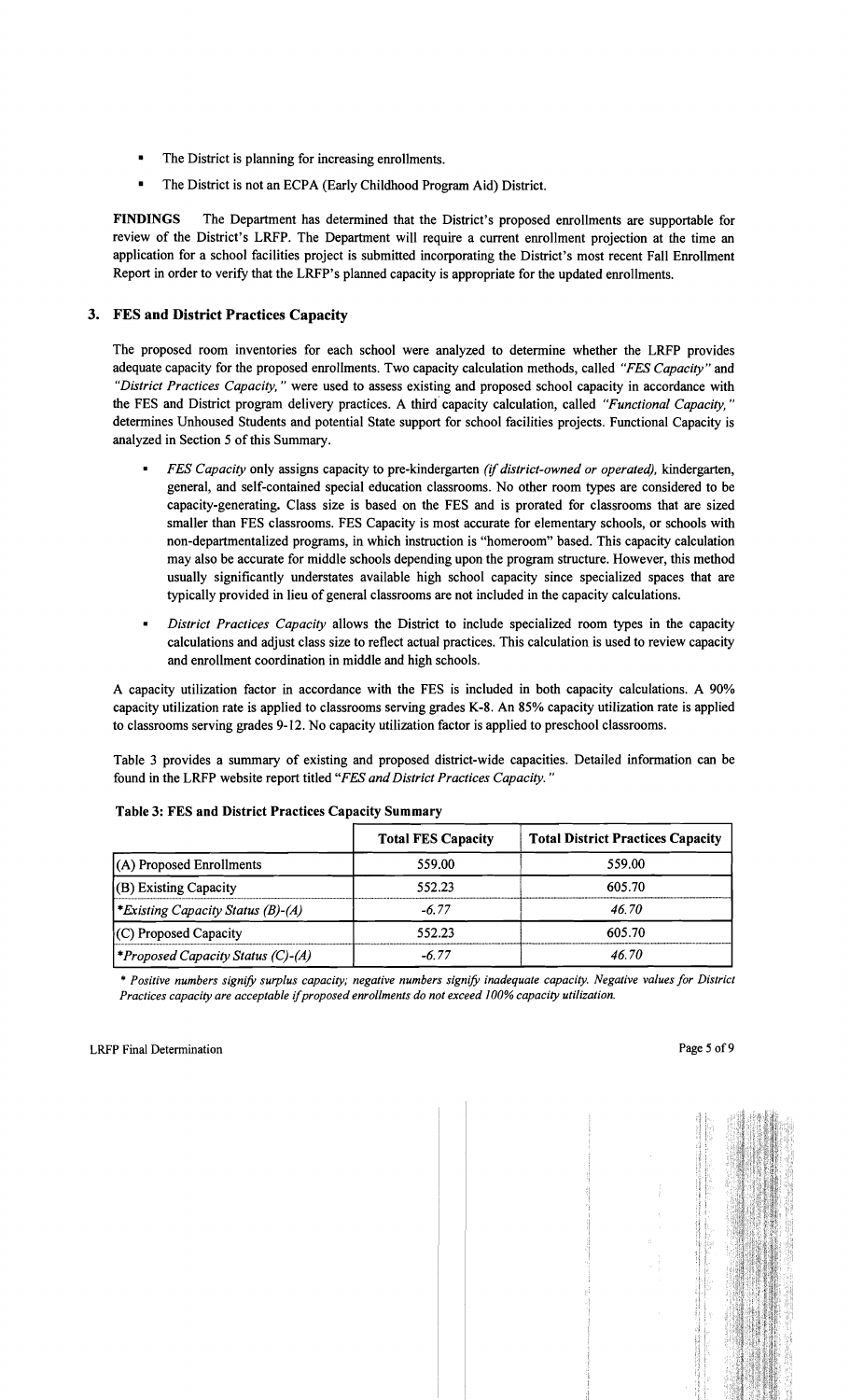- The District is planning for increasing enrollments.
- The District is not an ECPA (Early Childhood Program Aid) District.

**FINDINGS** The Department has determined that the District's proposed enrollments are supportable for review of the District's LRFP. The Department will require a current enrollment projection at the time an application for a school facilities project is submitted incorporating the District's most recent Fall Enrollment Report in order to verify that the LRFP's planned capacity is appropriate for the updated enrollments.

## 3. FES and District Practices Capacity

The proposed room inventories for each school were analyzed to determine whether the LRFP provides adequate capacity for the proposed enrollments. Two capacity calculation methods, called *"FES Capacity"* and *"District Practices Capacity,"* were used to assess existing and proposed school capacity in accordance with the FES and District program delivery practices. A third capacity calculation, called *"Functional Capacity,"* determines Unhoused Students and potential State support for school facilities projects. Functional Capacity is analyzed in Section 5 of this Summary.

- *FES Capacity* only assigns capacity to pre-kindergarten *(if district-owned or operated),* kindergarten, general, and self-contained special education classrooms. No other room types are considered to be capacity-generating. Class size is based on the FES and is prorated for classrooms that are sized smaller than FES classrooms. FES Capacity is most accurate for elementary schools, or schools with non-departmentalized programs, in which instruction is "homeroom" based. This capacity calculation may also be accurate for middle schools depending upon the program structure. However, this method usually significantly understates available high school capacity since specialized spaces that are typically provided in lieu of general classrooms are not included in the capacity calculations.
- *District Practices Capacity* allows the District to include specialized room types in the capacity calculations and adjust class size to reflect actual practices. This calculation is used to review capacity and enrollment coordination in middle and high schools.

A capacity utilization factor in accordance with the FES is included in both capacity calculations. A 90% capacity utilization rate is applied to classrooms serving grades K-8. An 85% capacity utilization rate is applied to classrooms serving grades 9-12. No capacity utilization factor is applied to preschool classrooms.

Table 3 provides a summary of existing and proposed district-wide capacities. Detailed information can be found in the LRFP website report titled *"FES and District Practices Capacity."*

**Table 3: FES and District Practices Capacity Summary**

| | Total FES Capacity | Total District Practices Capacity |
|---|---|---|
| (A) Proposed Enrollments | 559.00 | 559.00 |
| (B) Existing Capacity | 552.23 | 605.70 |
| *\*Existing Capacity Status (B)-(A)* | *-6.77* | *46.70* |
| (C) Proposed Capacity | 552.23 | 605.70 |
| *\*Proposed Capacity Status (C)-(A)* | *-6.77* | *46.70* |

*\* Positive numbers signify surplus capacity; negative numbers signify inadequate capacity. Negative values for District Practices capacity are acceptable if proposed enrollments do not exceed 100% capacity utilization.*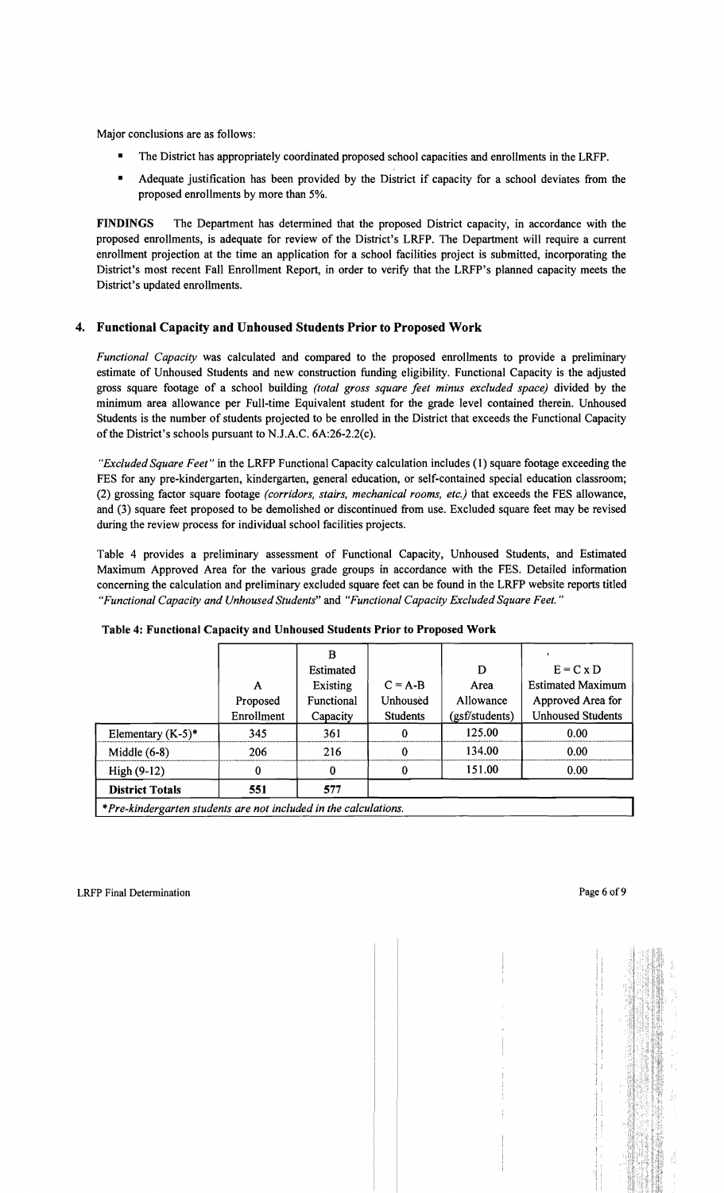Major conclusions are as follows:

- The District has appropriately coordinated proposed school capacities and enrollments in the LRFP.
- Adequate justification has been provided by the District if capacity for a school deviates from the proposed enrollments by more than 5%.

**FINDINGS** The Department has determined that the proposed District capacity, in accordance with the proposed enrollments, is adequate for review of the District's LRFP. The Department will require a current enrollment projection at the time an application for a school facilities project is submitted, incorporating the District's most recent Fall Enrollment Report, in order to verify that the LRFP's planned capacity meets the District's updated enrollments.

## 4. Functional Capacity and Unhoused Students Prior to Proposed Work

*Functional Capacity* was calculated and compared to the proposed enrollments to provide a preliminary estimate of Unhoused Students and new construction funding eligibility. Functional Capacity is the adjusted gross square footage of a school building *(total gross square feet minus excluded space)* divided by the minimum area allowance per Full-time Equivalent student for the grade level contained therein. Unhoused Students is the number of students projected to be enrolled in the District that exceeds the Functional Capacity of the District's schools pursuant to N.J.A.C. 6A:26-2.2(c).

*"Excluded Square Feet"* in the LRFP Functional Capacity calculation includes (1) square footage exceeding the FES for any pre-kindergarten, kindergarten, general education, or self-contained special education classroom; (2) grossing factor square footage *(corridors, stairs, mechanical rooms, etc.)* that exceeds the FES allowance, and (3) square feet proposed to be demolished or discontinued from use. Excluded square feet may be revised during the review process for individual school facilities projects.

Table 4 provides a preliminary assessment of Functional Capacity, Unhoused Students, and Estimated Maximum Approved Area for the various grade groups in accordance with the FES. Detailed information concerning the calculation and preliminary excluded square feet can be found in the LRFP website reports titled *"Functional Capacity and Unhoused Students"* and *"Functional Capacity Excluded Square Feet."*

**Table 4: Functional Capacity and Unhoused Students Prior to Proposed Work**

| | A<br>Proposed Enrollment | B<br>Estimated Existing Functional Capacity | C = A-B<br>Unhoused Students | D<br>Area Allowance (gsf/students) | E = C x D<br>Estimated Maximum Approved Area for Unhoused Students |
|---|---|---|---|---|---|
| Elementary (K-5)* | 345 | 361 | 0 | 125.00 | 0.00 |
| Middle (6-8) | 206 | 216 | 0 | 134.00 | 0.00 |
| High (9-12) | 0 | 0 | 0 | 151.00 | 0.00 |
| **District Totals** | **551** | **577** | | | |

*\*Pre-kindergarten students are not included in the calculations.*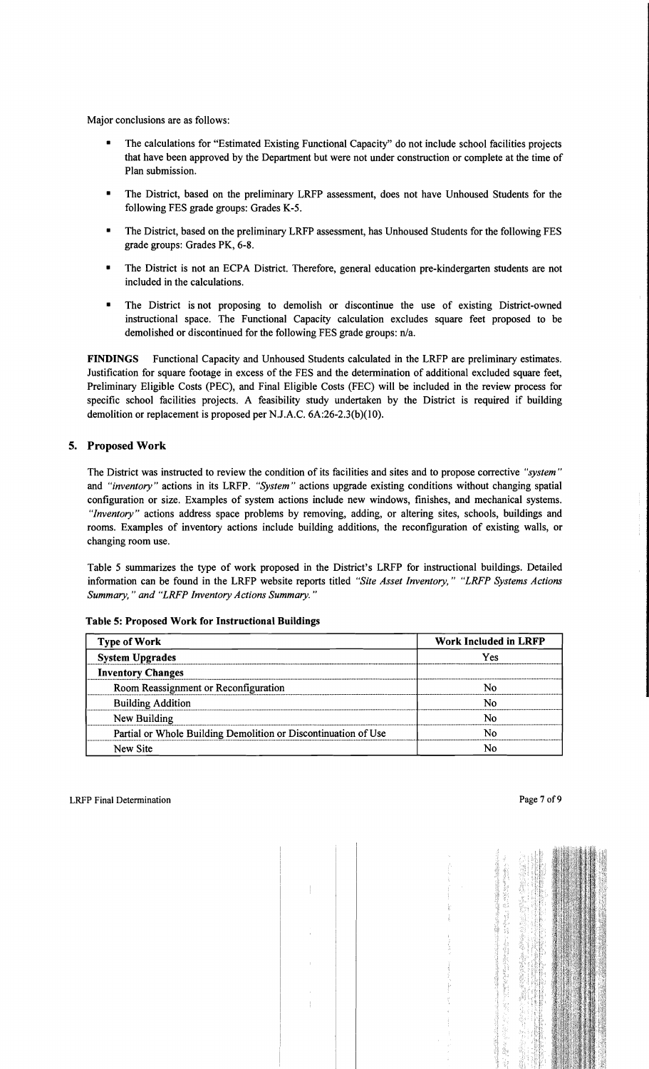Major conclusions are as follows:

- The calculations for "Estimated Existing Functional Capacity" do not include school facilities projects that have been approved by the Department but were not under construction or complete at the time of Plan submission.
- The District, based on the preliminary LRFP assessment, does not have Unhoused Students for the following FES grade groups: Grades K-5.
- The District, based on the preliminary LRFP assessment, has Unhoused Students for the following FES grade groups: Grades PK, 6-8.
- The District is not an ECPA District. Therefore, general education pre-kindergarten students are not included in the calculations.
- The District is not proposing to demolish or discontinue the use of existing District-owned instructional space. The Functional Capacity calculation excludes square feet proposed to be demolished or discontinued for the following FES grade groups: n/a.

**FINDINGS** Functional Capacity and Unhoused Students calculated in the LRFP are preliminary estimates. Justification for square footage in excess of the FES and the determination of additional excluded square feet, Preliminary Eligible Costs (PEC), and Final Eligible Costs (FEC) will be included in the review process for specific school facilities projects. A feasibility study undertaken by the District is required if building demolition or replacement is proposed per N.J.A.C. 6A:26-2.3(b)(10).

## 5. Proposed Work

The District was instructed to review the condition of its facilities and sites and to propose corrective *"system"* and *"inventory"* actions in its LRFP. *"System"* actions upgrade existing conditions without changing spatial configuration or size. Examples of system actions include new windows, finishes, and mechanical systems. *"Inventory"* actions address space problems by removing, adding, or altering sites, schools, buildings and rooms. Examples of inventory actions include building additions, the reconfiguration of existing walls, or changing room use.

Table 5 summarizes the type of work proposed in the District's LRFP for instructional buildings. Detailed information can be found in the LRFP website reports titled *"Site Asset Inventory," "LRFP Systems Actions Summary," and "LRFP Inventory Actions Summary."*

**Table 5: Proposed Work for Instructional Buildings**

| Type of Work | Work Included in LRFP |
|---|---|
| **System Upgrades** | Yes |
| **Inventory Changes** | |
| Room Reassignment or Reconfiguration | No |
| Building Addition | No |
| New Building | No |
| Partial or Whole Building Demolition or Discontinuation of Use | No |
| New Site | No |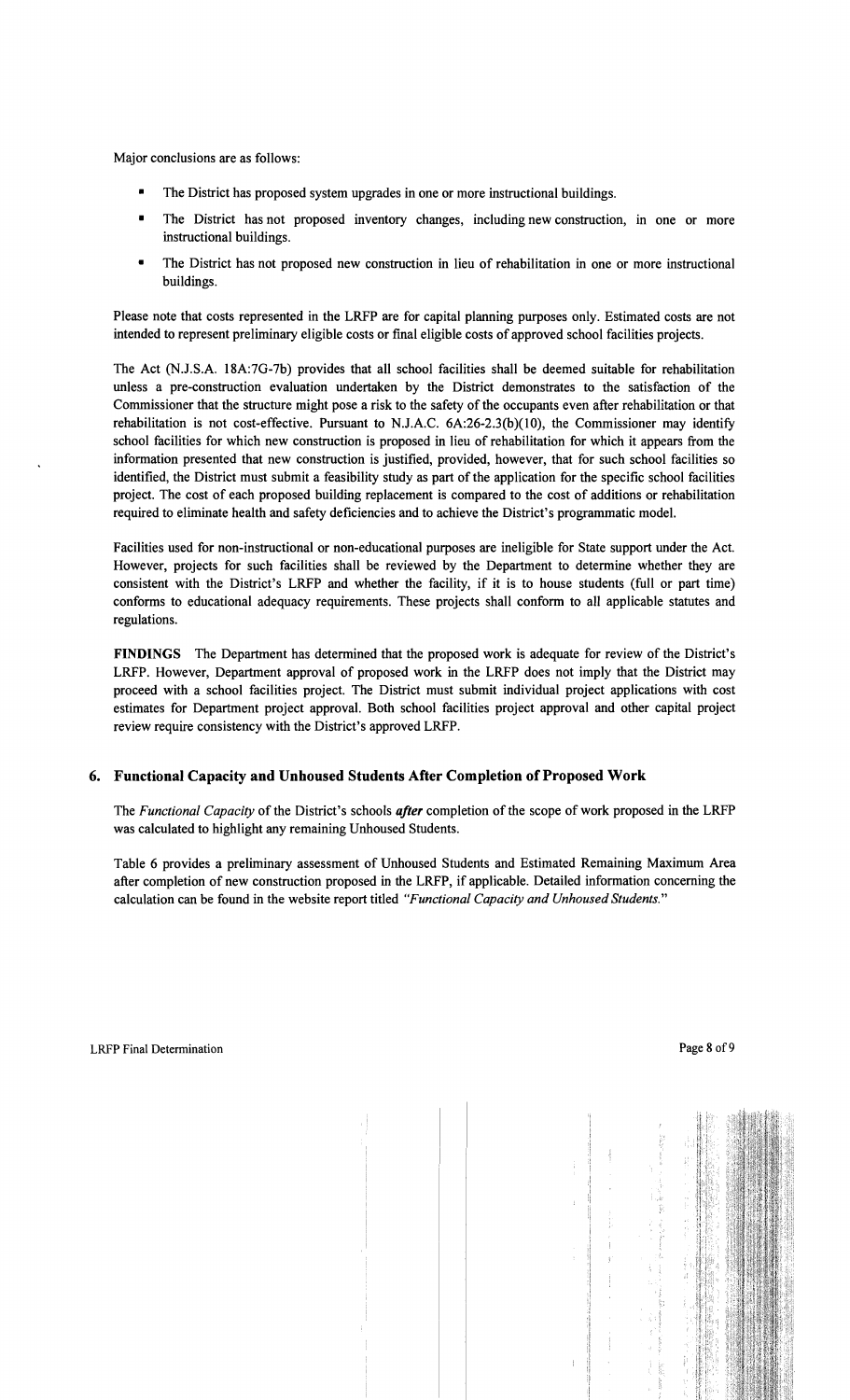Major conclusions are as follows:

- The District has proposed system upgrades in one or more instructional buildings.
- The District has not proposed inventory changes, including new construction, in one or more instructional buildings.
- The District has not proposed new construction in lieu of rehabilitation in one or more instructional buildings.

Please note that costs represented in the LRFP are for capital planning purposes only. Estimated costs are not intended to represent preliminary eligible costs or final eligible costs of approved school facilities projects.

The Act (N.J.S.A. 18A:7G-7b) provides that all school facilities shall be deemed suitable for rehabilitation unless a pre-construction evaluation undertaken by the District demonstrates to the satisfaction of the Commissioner that the structure might pose a risk to the safety of the occupants even after rehabilitation or that rehabilitation is not cost-effective. Pursuant to N.J.A.C. 6A:26-2.3(b)(10), the Commissioner may identify school facilities for which new construction is proposed in lieu of rehabilitation for which it appears from the information presented that new construction is justified, provided, however, that for such school facilities so identified, the District must submit a feasibility study as part of the application for the specific school facilities project. The cost of each proposed building replacement is compared to the cost of additions or rehabilitation required to eliminate health and safety deficiencies and to achieve the District's programmatic model.

Facilities used for non-instructional or non-educational purposes are ineligible for State support under the Act. However, projects for such facilities shall be reviewed by the Department to determine whether they are consistent with the District's LRFP and whether the facility, if it is to house students (full or part time) conforms to educational adequacy requirements. These projects shall conform to all applicable statutes and regulations.

**FINDINGS** The Department has determined that the proposed work is adequate for review of the District's LRFP. However, Department approval of proposed work in the LRFP does not imply that the District may proceed with a school facilities project. The District must submit individual project applications with cost estimates for Department project approval. Both school facilities project approval and other capital project review require consistency with the District's approved LRFP.

## 6. Functional Capacity and Unhoused Students After Completion of Proposed Work

The *Functional Capacity* of the District's schools ***after*** completion of the scope of work proposed in the LRFP was calculated to highlight any remaining Unhoused Students.

Table 6 provides a preliminary assessment of Unhoused Students and Estimated Remaining Maximum Area after completion of new construction proposed in the LRFP, if applicable. Detailed information concerning the calculation can be found in the website report titled *"Functional Capacity and Unhoused Students."*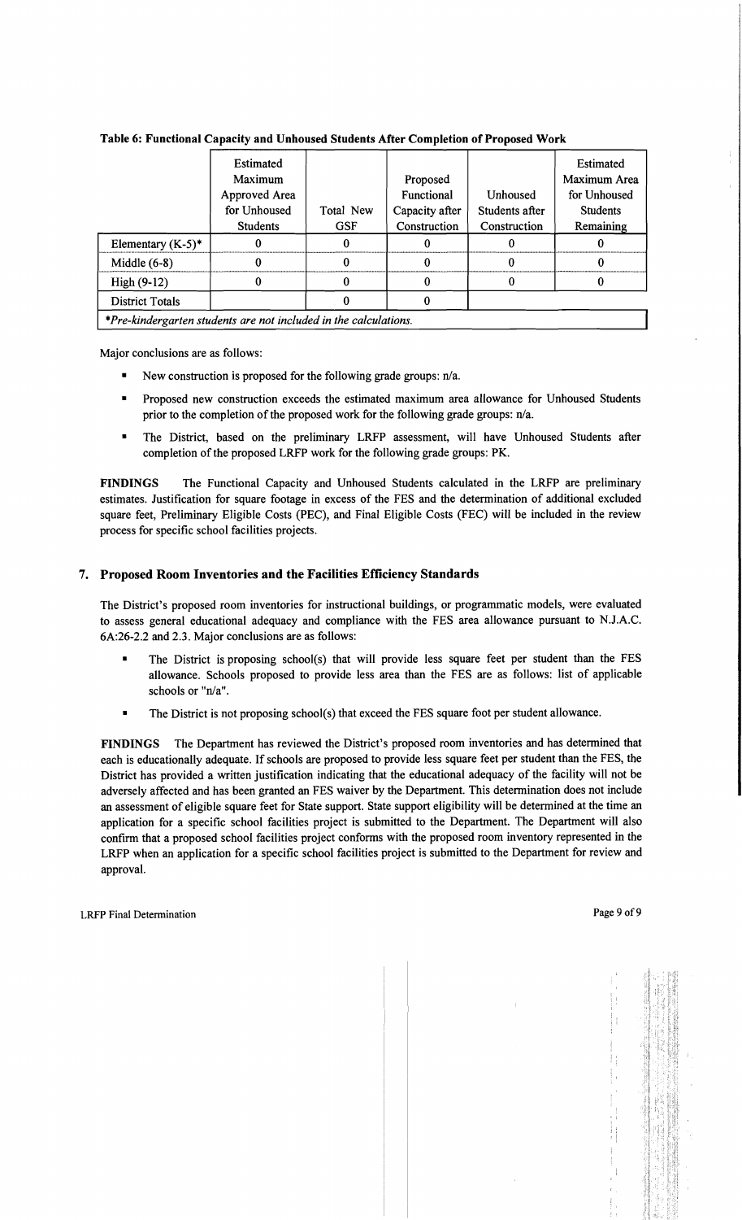**Table 6: Functional Capacity and Unhoused Students After Completion of Proposed Work**

| | Estimated Maximum Approved Area for Unhoused Students | Total New GSF | Proposed Functional Capacity after Construction | Unhoused Students after Construction | Estimated Maximum Area for Unhoused Students Remaining |
|---|---|---|---|---|---|
| Elementary (K-5)* | 0 | 0 | 0 | 0 | 0 |
| Middle (6-8) | 0 | 0 | 0 | 0 | 0 |
| High (9-12) | 0 | 0 | 0 | 0 | 0 |
| District Totals | | 0 | 0 | | |

*\*Pre-kindergarten students are not included in the calculations.*

Major conclusions are as follows:

- New construction is proposed for the following grade groups: n/a.
- Proposed new construction exceeds the estimated maximum area allowance for Unhoused Students prior to the completion of the proposed work for the following grade groups: n/a.
- The District, based on the preliminary LRFP assessment, will have Unhoused Students after completion of the proposed LRFP work for the following grade groups: PK.

**FINDINGS** The Functional Capacity and Unhoused Students calculated in the LRFP are preliminary estimates. Justification for square footage in excess of the FES and the determination of additional excluded square feet, Preliminary Eligible Costs (PEC), and Final Eligible Costs (FEC) will be included in the review process for specific school facilities projects.

## 7. Proposed Room Inventories and the Facilities Efficiency Standards

The District's proposed room inventories for instructional buildings, or programmatic models, were evaluated to assess general educational adequacy and compliance with the FES area allowance pursuant to N.J.A.C. 6A:26-2.2 and 2.3. Major conclusions are as follows:

- The District is proposing school(s) that will provide less square feet per student than the FES allowance. Schools proposed to provide less area than the FES are as follows: list of applicable schools or "n/a".
- The District is not proposing school(s) that exceed the FES square foot per student allowance.

**FINDINGS** The Department has reviewed the District's proposed room inventories and has determined that each is educationally adequate. If schools are proposed to provide less square feet per student than the FES, the District has provided a written justification indicating that the educational adequacy of the facility will not be adversely affected and has been granted an FES waiver by the Department. This determination does not include an assessment of eligible square feet for State support. State support eligibility will be determined at the time an application for a specific school facilities project is submitted to the Department. The Department will also confirm that a proposed school facilities project conforms with the proposed room inventory represented in the LRFP when an application for a specific school facilities project is submitted to the Department for review and approval.